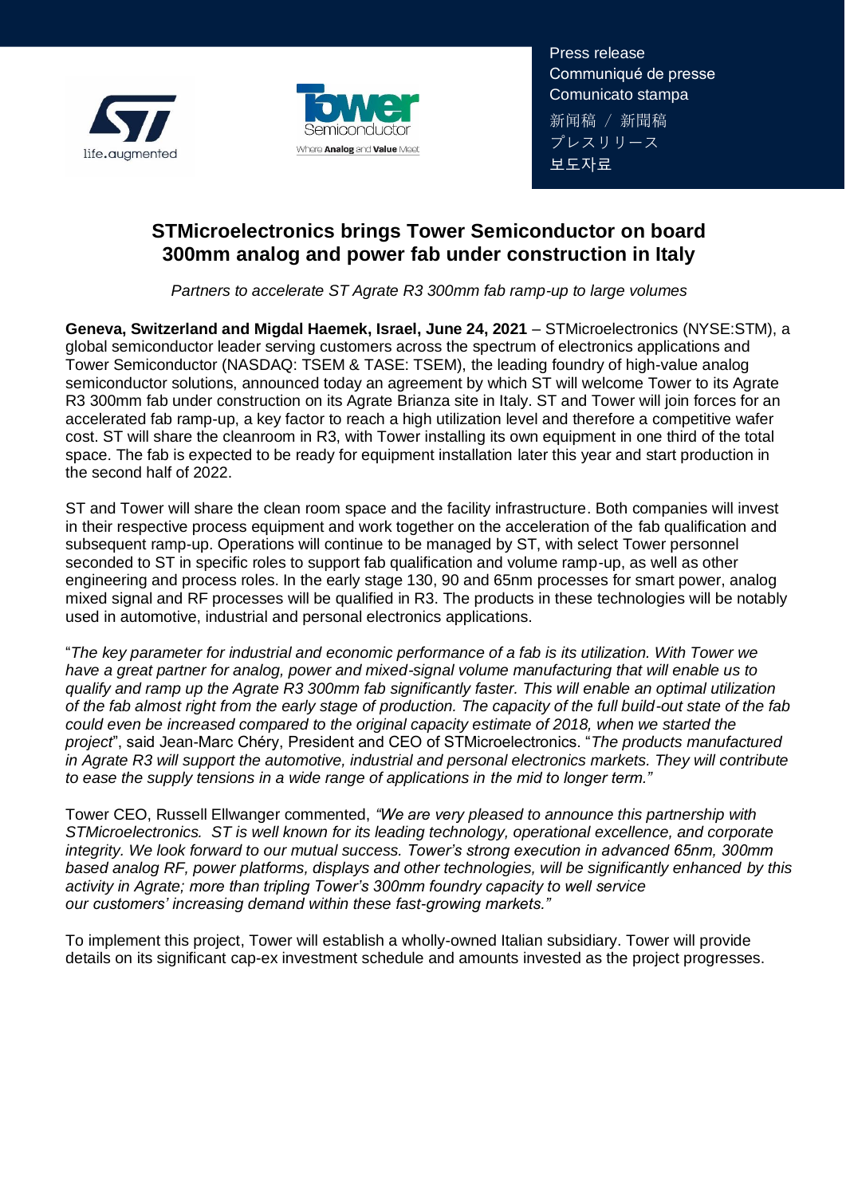Press release
Communiqué de presse
Comunicato stampa
新闻稿 / 新聞稿
プレスリリース
보도자료

# STMicroelectronics brings Tower Semiconductor on board 300mm analog and power fab under construction in Italy

*Partners to accelerate ST Agrate R3 300mm fab ramp-up to large volumes*

**Geneva, Switzerland and Migdal Haemek, Israel, June 24, 2021** – STMicroelectronics (NYSE:STM), a global semiconductor leader serving customers across the spectrum of electronics applications and Tower Semiconductor (NASDAQ: TSEM & TASE: TSEM), the leading foundry of high-value analog semiconductor solutions, announced today an agreement by which ST will welcome Tower to its Agrate R3 300mm fab under construction on its Agrate Brianza site in Italy. ST and Tower will join forces for an accelerated fab ramp-up, a key factor to reach a high utilization level and therefore a competitive wafer cost. ST will share the cleanroom in R3, with Tower installing its own equipment in one third of the total space. The fab is expected to be ready for equipment installation later this year and start production in the second half of 2022.

ST and Tower will share the clean room space and the facility infrastructure. Both companies will invest in their respective process equipment and work together on the acceleration of the fab qualification and subsequent ramp-up. Operations will continue to be managed by ST, with select Tower personnel seconded to ST in specific roles to support fab qualification and volume ramp-up, as well as other engineering and process roles. In the early stage 130, 90 and 65nm processes for smart power, analog mixed signal and RF processes will be qualified in R3. The products in these technologies will be notably used in automotive, industrial and personal electronics applications.

"*The key parameter for industrial and economic performance of a fab is its utilization. With Tower we have a great partner for analog, power and mixed-signal volume manufacturing that will enable us to qualify and ramp up the Agrate R3 300mm fab significantly faster. This will enable an optimal utilization of the fab almost right from the early stage of production. The capacity of the full build-out state of the fab could even be increased compared to the original capacity estimate of 2018, when we started the project*", said Jean-Marc Chéry, President and CEO of STMicroelectronics. "*The products manufactured in Agrate R3 will support the automotive, industrial and personal electronics markets. They will contribute to ease the supply tensions in a wide range of applications in the mid to longer term."*

Tower CEO, Russell Ellwanger commented, *"We are very pleased to announce this partnership with STMicroelectronics. ST is well known for its leading technology, operational excellence, and corporate integrity. We look forward to our mutual success. Tower's strong execution in advanced 65nm, 300mm based analog RF, power platforms, displays and other technologies, will be significantly enhanced by this activity in Agrate; more than tripling Tower's 300mm foundry capacity to well service our customers' increasing demand within these fast-growing markets."*

To implement this project, Tower will establish a wholly-owned Italian subsidiary. Tower will provide details on its significant cap-ex investment schedule and amounts invested as the project progresses.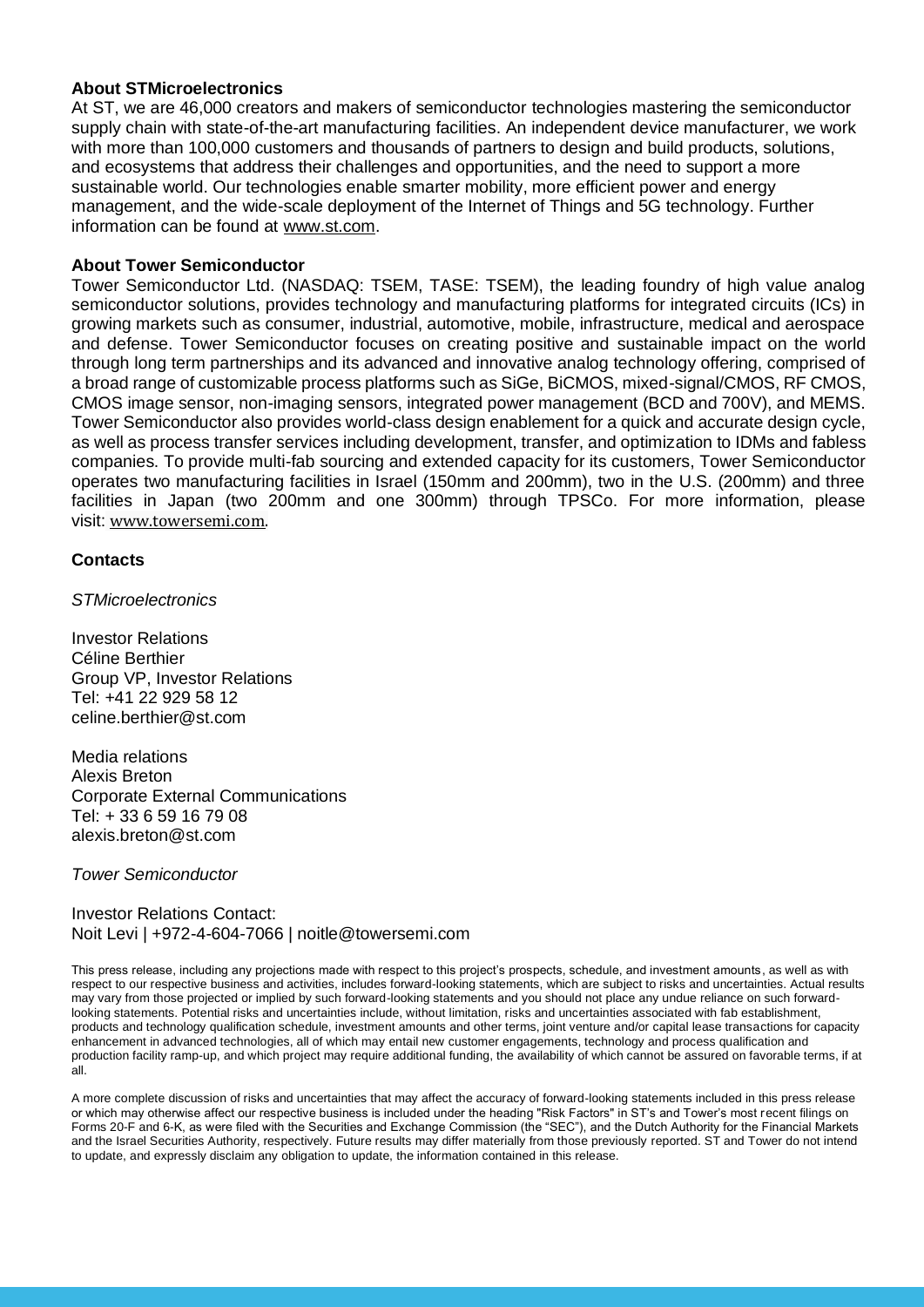**About STMicroelectronics**

At ST, we are 46,000 creators and makers of semiconductor technologies mastering the semiconductor supply chain with state-of-the-art manufacturing facilities. An independent device manufacturer, we work with more than 100,000 customers and thousands of partners to design and build products, solutions, and ecosystems that address their challenges and opportunities, and the need to support a more sustainable world. Our technologies enable smarter mobility, more efficient power and energy management, and the wide-scale deployment of the Internet of Things and 5G technology. Further information can be found at www.st.com.

**About Tower Semiconductor**

Tower Semiconductor Ltd. (NASDAQ: TSEM, TASE: TSEM), the leading foundry of high value analog semiconductor solutions, provides technology and manufacturing platforms for integrated circuits (ICs) in growing markets such as consumer, industrial, automotive, mobile, infrastructure, medical and aerospace and defense. Tower Semiconductor focuses on creating positive and sustainable impact on the world through long term partnerships and its advanced and innovative analog technology offering, comprised of a broad range of customizable process platforms such as SiGe, BiCMOS, mixed-signal/CMOS, RF CMOS, CMOS image sensor, non-imaging sensors, integrated power management (BCD and 700V), and MEMS. Tower Semiconductor also provides world-class design enablement for a quick and accurate design cycle, as well as process transfer services including development, transfer, and optimization to IDMs and fabless companies. To provide multi-fab sourcing and extended capacity for its customers, Tower Semiconductor operates two manufacturing facilities in Israel (150mm and 200mm), two in the U.S. (200mm) and three facilities in Japan (two 200mm and one 300mm) through TPSCo. For more information, please visit: www.towersemi.com.

**Contacts**

*STMicroelectronics*

Investor Relations
Céline Berthier
Group VP, Investor Relations
Tel: +41 22 929 58 12
celine.berthier@st.com

Media relations
Alexis Breton
Corporate External Communications
Tel: + 33 6 59 16 79 08
alexis.breton@st.com

*Tower Semiconductor*

Investor Relations Contact:
Noit Levi | +972-4-604-7066 | noitle@towersemi.com

This press release, including any projections made with respect to this project's prospects, schedule, and investment amounts, as well as with respect to our respective business and activities, includes forward-looking statements, which are subject to risks and uncertainties. Actual results may vary from those projected or implied by such forward-looking statements and you should not place any undue reliance on such forward-looking statements. Potential risks and uncertainties include, without limitation, risks and uncertainties associated with fab establishment, products and technology qualification schedule, investment amounts and other terms, joint venture and/or capital lease transactions for capacity enhancement in advanced technologies, all of which may entail new customer engagements, technology and process qualification and production facility ramp-up, and which project may require additional funding, the availability of which cannot be assured on favorable terms, if at all.

A more complete discussion of risks and uncertainties that may affect the accuracy of forward-looking statements included in this press release or which may otherwise affect our respective business is included under the heading "Risk Factors" in ST's and Tower's most recent filings on Forms 20-F and 6-K, as were filed with the Securities and Exchange Commission (the "SEC"), and the Dutch Authority for the Financial Markets and the Israel Securities Authority, respectively. Future results may differ materially from those previously reported. ST and Tower do not intend to update, and expressly disclaim any obligation to update, the information contained in this release.